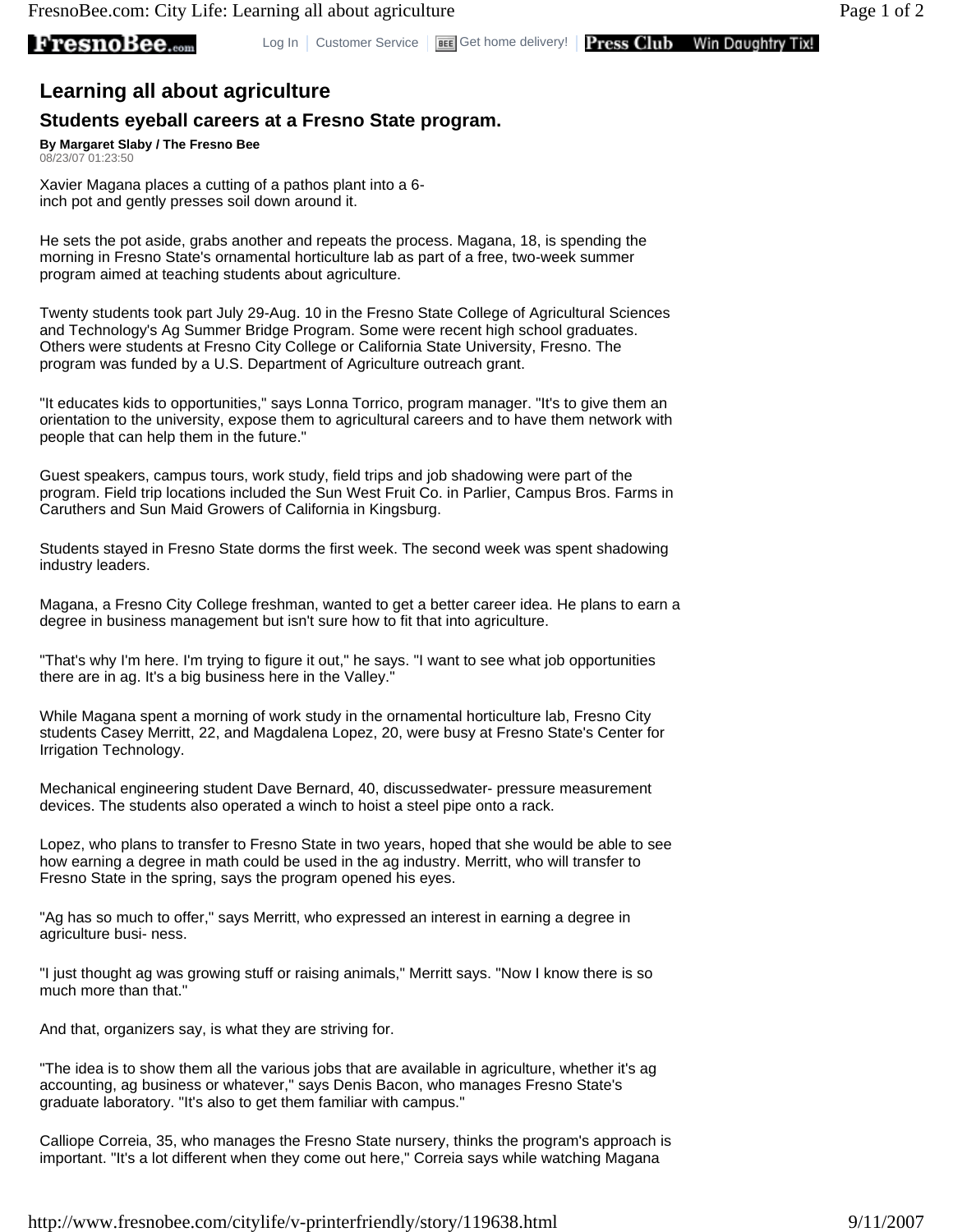# Learning all about agriculture

## Students eyeball careers at a Fresno State program.

**By Margaret Slaby / The Fresno Bee**
08/23/07 01:23:50

Xavier Magana places a cutting of a pathos plant into a 6-inch pot and gently presses soil down around it.

He sets the pot aside, grabs another and repeats the process. Magana, 18, is spending the morning in Fresno State's ornamental horticulture lab as part of a free, two-week summer program aimed at teaching students about agriculture.

Twenty students took part July 29-Aug. 10 in the Fresno State College of Agricultural Sciences and Technology's Ag Summer Bridge Program. Some were recent high school graduates. Others were students at Fresno City College or California State University, Fresno. The program was funded by a U.S. Department of Agriculture outreach grant.

"It educates kids to opportunities," says Lonna Torrico, program manager. "It's to give them an orientation to the university, expose them to agricultural careers and to have them network with people that can help them in the future."

Guest speakers, campus tours, work study, field trips and job shadowing were part of the program. Field trip locations included the Sun West Fruit Co. in Parlier, Campus Bros. Farms in Caruthers and Sun Maid Growers of California in Kingsburg.

Students stayed in Fresno State dorms the first week. The second week was spent shadowing industry leaders.

Magana, a Fresno City College freshman, wanted to get a better career idea. He plans to earn a degree in business management but isn't sure how to fit that into agriculture.

"That's why I'm here. I'm trying to figure it out," he says. "I want to see what job opportunities there are in ag. It's a big business here in the Valley."

While Magana spent a morning of work study in the ornamental horticulture lab, Fresno City students Casey Merritt, 22, and Magdalena Lopez, 20, were busy at Fresno State's Center for Irrigation Technology.

Mechanical engineering student Dave Bernard, 40, discussedwater- pressure measurement devices. The students also operated a winch to hoist a steel pipe onto a rack.

Lopez, who plans to transfer to Fresno State in two years, hoped that she would be able to see how earning a degree in math could be used in the ag industry. Merritt, who will transfer to Fresno State in the spring, says the program opened his eyes.

"Ag has so much to offer," says Merritt, who expressed an interest in earning a degree in agriculture busi- ness.

"I just thought ag was growing stuff or raising animals," Merritt says. "Now I know there is so much more than that."

And that, organizers say, is what they are striving for.

"The idea is to show them all the various jobs that are available in agriculture, whether it's ag accounting, ag business or whatever," says Denis Bacon, who manages Fresno State's graduate laboratory. "It's also to get them familiar with campus."

Calliope Correia, 35, who manages the Fresno State nursery, thinks the program's approach is important. "It's a lot different when they come out here," Correia says while watching Magana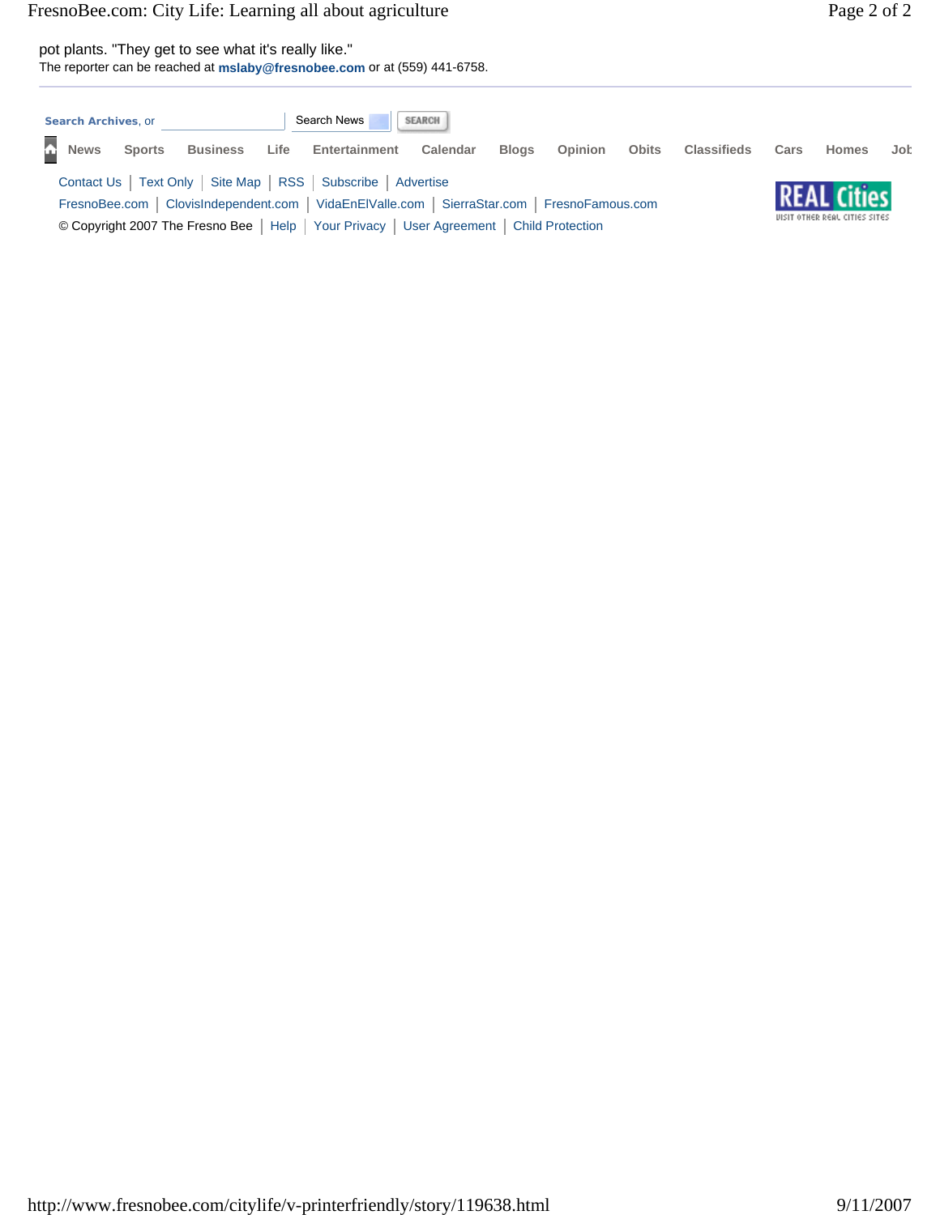pot plants. "They get to see what it's really like."

The reporter can be reached at **mslaby@fresnobee.com** or at (559) 441-6758.

**Search Archives**, or Search News SEARCH

News Sports Business Life Entertainment Calendar Blogs Opinion Obits Classifieds Cars Homes Jobs

Contact Us | Text Only | Site Map | RSS | Subscribe | Advertise

FresnoBee.com | ClovisIndependent.com | VidaEnElValle.com | SierraStar.com | FresnoFamous.com

© Copyright 2007 The Fresno Bee | Help | Your Privacy | User Agreement | Child Protection

REAL Cities
VISIT OTHER REAL CITIES SITES